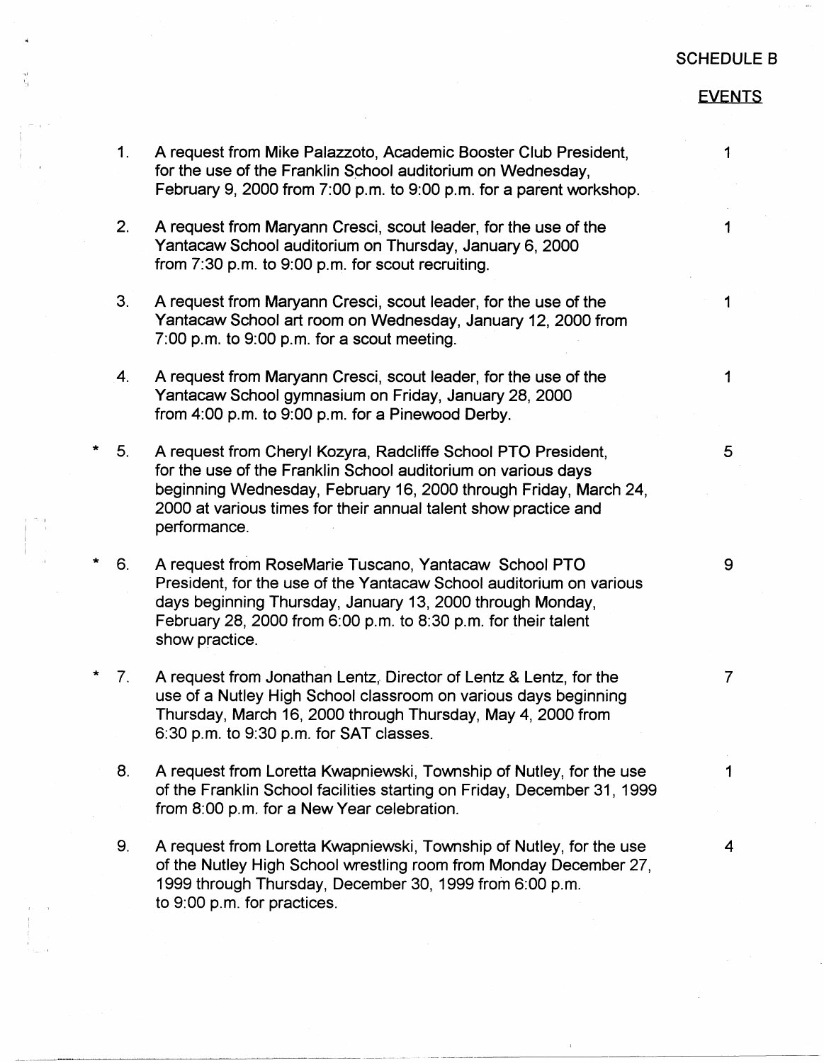SCHEDULE B

| | | EVENTS |
|---|---|---|
| 1. | A request from Mike Palazzoto, Academic Booster Club President, for the use of the Franklin School auditorium on Wednesday, February 9, 2000 from 7:00 p.m. to 9:00 p.m. for a parent workshop. | 1 |
| 2. | A request from Maryann Cresci, scout leader, for the use of the Yantacaw School auditorium on Thursday, January 6, 2000 from 7:30 p.m. to 9:00 p.m. for scout recruiting. | 1 |
| 3. | A request from Maryann Cresci, scout leader, for the use of the Yantacaw School art room on Wednesday, January 12, 2000 from 7:00 p.m. to 9:00 p.m. for a scout meeting. | 1 |
| 4. | A request from Maryann Cresci, scout leader, for the use of the Yantacaw School gymnasium on Friday, January 28, 2000 from 4:00 p.m. to 9:00 p.m. for a Pinewood Derby. | 1 |
| * 5. | A request from Cheryl Kozyra, Radcliffe School PTO President, for the use of the Franklin School auditorium on various days beginning Wednesday, February 16, 2000 through Friday, March 24, 2000 at various times for their annual talent show practice and performance. | 5 |
| * 6. | A request from RoseMarie Tuscano, Yantacaw School PTO President, for the use of the Yantacaw School auditorium on various days beginning Thursday, January 13, 2000 through Monday, February 28, 2000 from 6:00 p.m. to 8:30 p.m. for their talent show practice. | 9 |
| * 7. | A request from Jonathan Lentz, Director of Lentz & Lentz, for the use of a Nutley High School classroom on various days beginning Thursday, March 16, 2000 through Thursday, May 4, 2000 from 6:30 p.m. to 9:30 p.m. for SAT classes. | 7 |
| 8. | A request from Loretta Kwapniewski, Township of Nutley, for the use of the Franklin School facilities starting on Friday, December 31, 1999 from 8:00 p.m. for a New Year celebration. | 1 |
| 9. | A request from Loretta Kwapniewski, Township of Nutley, for the use of the Nutley High School wrestling room from Monday December 27, 1999 through Thursday, December 30, 1999 from 6:00 p.m. to 9:00 p.m. for practices. | 4 |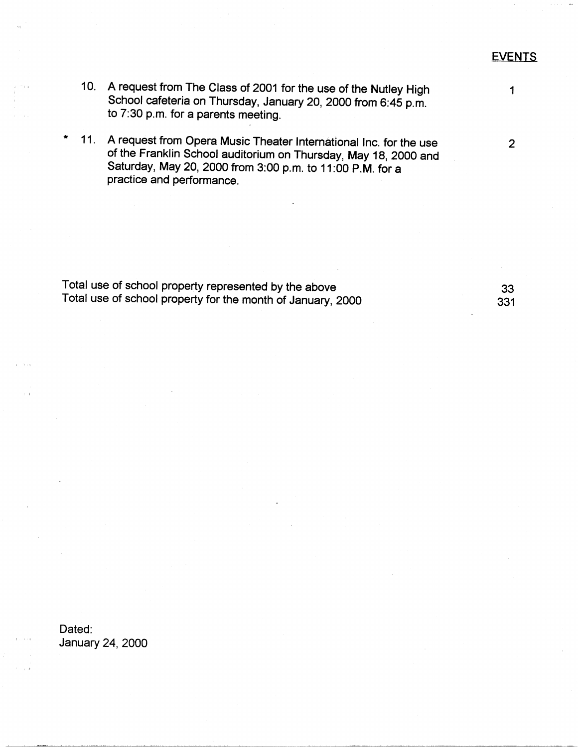| | EVENTS |
| --- | --- |
| 10. A request from The Class of 2001 for the use of the Nutley High School cafeteria on Thursday, January 20, 2000 from 6:45 p.m. to 7:30 p.m. for a parents meeting. | 1 |
| * 11. A request from Opera Music Theater International Inc. for the use of the Franklin School auditorium on Thursday, May 18, 2000 and Saturday, May 20, 2000 from 3:00 p.m. to 11:00 P.M. for a practice and performance. | 2 |

| | |
| --- | --- |
| Total use of school property represented by the above | 33 |
| Total use of school property for the month of January, 2000 | 331 |

Dated:
January 24, 2000